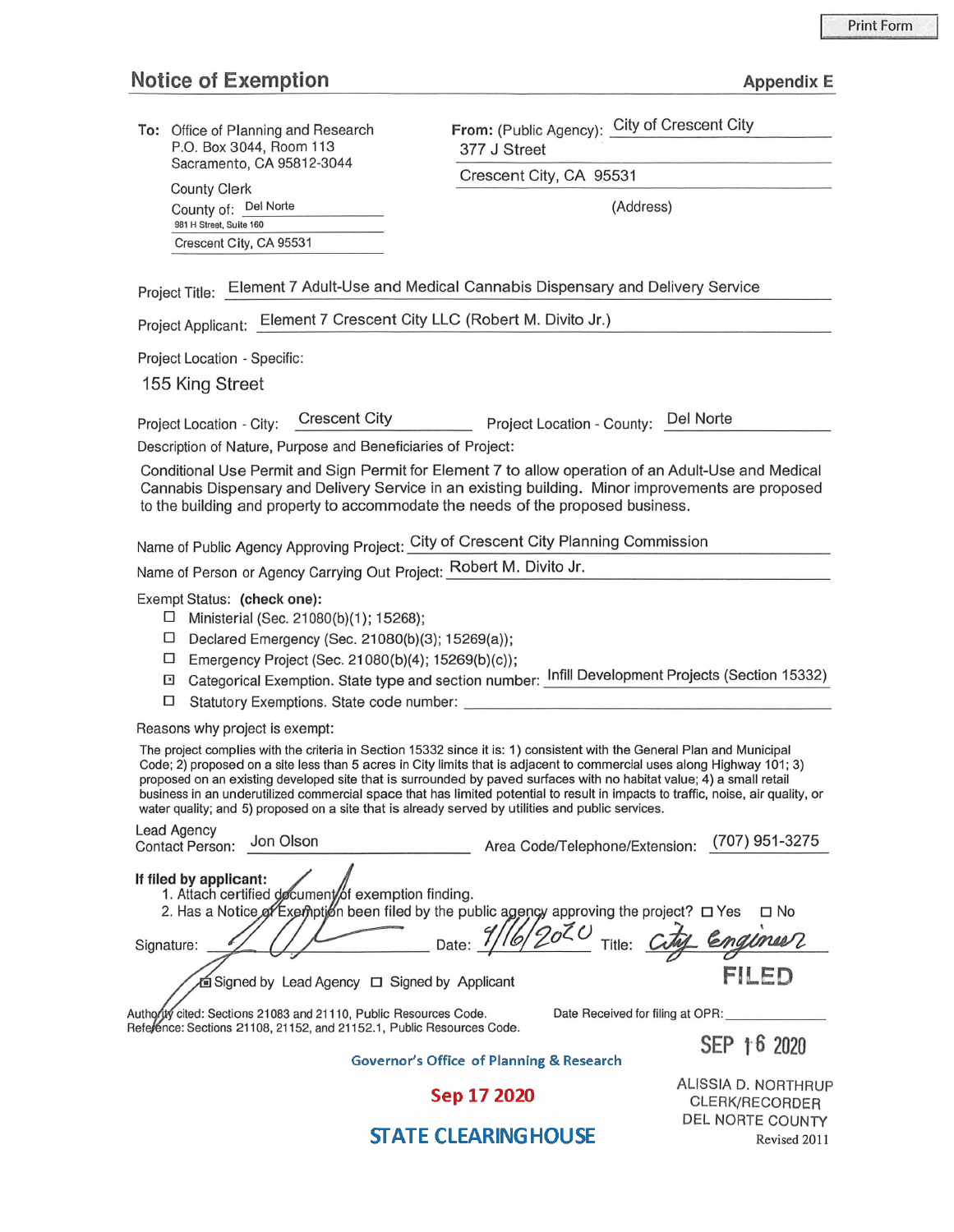Print Form

## Notice of Exemption

Appendix E

**To:** Office of Planning and Research
P.O. Box 3044, Room 113
Sacramento, CA 95812-3044

County Clerk
County of: Del Norte
981 H Street, Suite 160
Crescent City, CA 95531

**From:** (Public Agency): City of Crescent City
377 J Street
Crescent City, CA 95531
(Address)

Project Title: Element 7 Adult-Use and Medical Cannabis Dispensary and Delivery Service

Project Applicant: Element 7 Crescent City LLC (Robert M. Divito Jr.)

Project Location - Specific:

155 King Street

Project Location - City: Crescent City    Project Location - County: Del Norte

Description of Nature, Purpose and Beneficiaries of Project:

Conditional Use Permit and Sign Permit for Element 7 to allow operation of an Adult-Use and Medical Cannabis Dispensary and Delivery Service in an existing building. Minor improvements are proposed to the building and property to accommodate the needs of the proposed business.

Name of Public Agency Approving Project: City of Crescent City Planning Commission

Name of Person or Agency Carrying Out Project: Robert M. Divito Jr.

Exempt Status: **(check one):**

- ☐ Ministerial (Sec. 21080(b)(1); 15268);
- ☐ Declared Emergency (Sec. 21080(b)(3); 15269(a));
- ☐ Emergency Project (Sec. 21080(b)(4); 15269(b)(c));
- ☒ Categorical Exemption. State type and section number: Infill Development Projects (Section 15332)
- ☐ Statutory Exemptions. State code number:

Reasons why project is exempt:

The project complies with the criteria in Section 15332 since it is: 1) consistent with the General Plan and Municipal Code; 2) proposed on a site less than 5 acres in City limits that is adjacent to commercial uses along Highway 101; 3) proposed on an existing developed site that is surrounded by paved surfaces with no habitat value; 4) a small retail business in an underutilized commercial space that has limited potential to result in impacts to traffic, noise, air quality, or water quality; and 5) proposed on a site that is already served by utilities and public services.

Lead Agency
Contact Person: Jon Olson    Area Code/Telephone/Extension: (707) 951-3275

**If filed by applicant:**
1. Attach certified document of exemption finding.
2. Has a Notice of Exemption been filed by the public agency approving the project? ☐ Yes ☐ No

Signature: [signature]    Date: 9/16/2020    Title: City Engineer

☒ Signed by Lead Agency ☐ Signed by Applicant

Authority cited: Sections 21083 and 21110, Public Resources Code.
Reference: Sections 21108, 21152, and 21152.1, Public Resources Code.

Date Received for filing at OPR:

FILED
SEP 16 2020
ALISSIA D. NORTHRUP
CLERK/RECORDER
DEL NORTE COUNTY

Governor's Office of Planning & Research
Sep 17 2020
STATE CLEARINGHOUSE

Revised 2011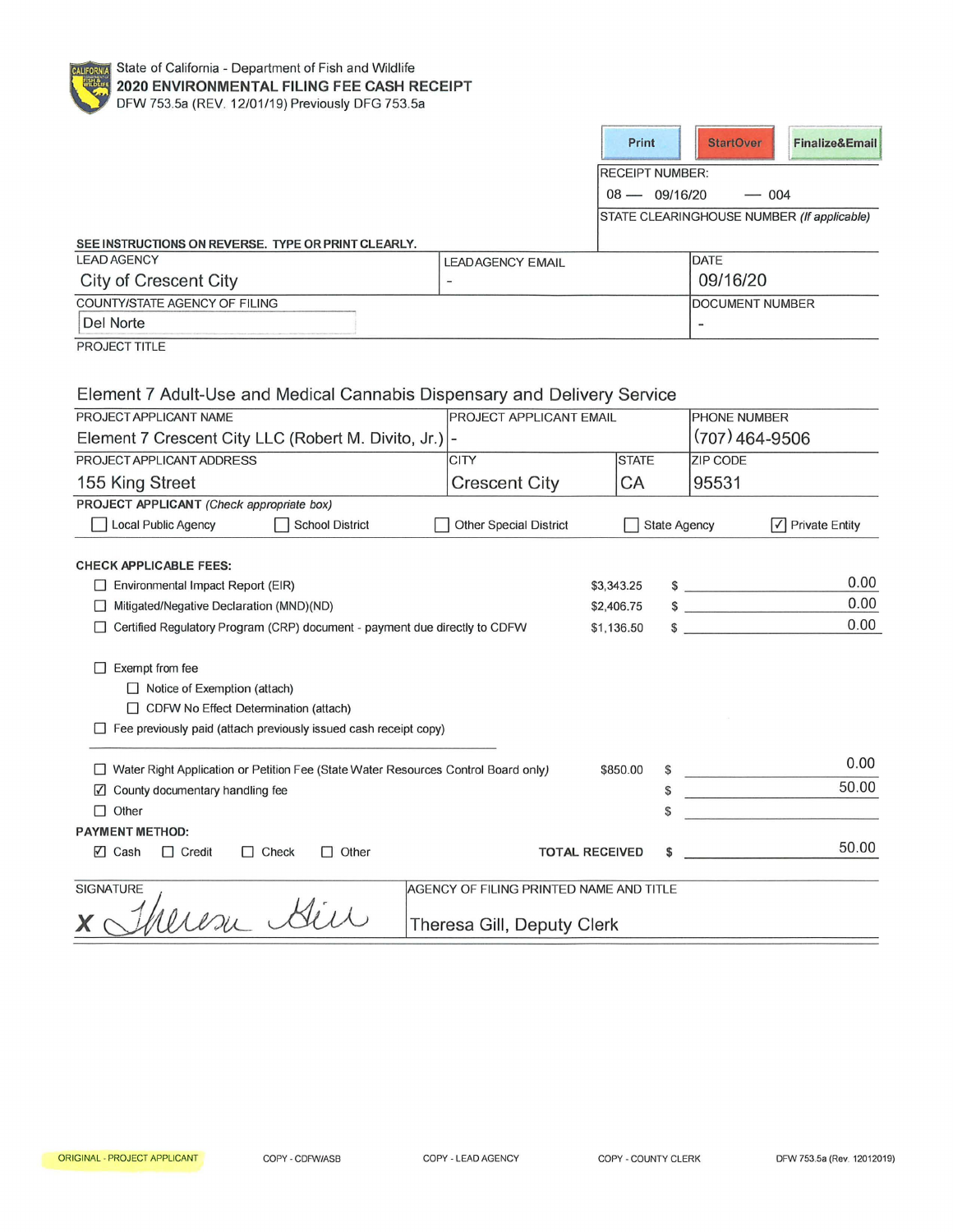State of California - Department of Fish and Wildlife

**2020 ENVIRONMENTAL FILING FEE CASH RECEIPT**

DFW 753.5a (REV. 12/01/19) Previously DFG 753.5a

Print | StartOver | Finalize&Email

RECEIPT NUMBER:
08 — 09/16/20 — 004

STATE CLEARINGHOUSE NUMBER *(If applicable)*

**SEE INSTRUCTIONS ON REVERSE. TYPE OR PRINT CLEARLY.**

| LEAD AGENCY | LEAD AGENCY EMAIL | DATE |
|---|---|---|
| City of Crescent City | - | 09/16/20 |

| COUNTY/STATE AGENCY OF FILING | DOCUMENT NUMBER |
|---|---|
| Del Norte | - |

PROJECT TITLE

Element 7 Adult-Use and Medical Cannabis Dispensary and Delivery Service

| PROJECT APPLICANT NAME | PROJECT APPLICANT EMAIL | | PHONE NUMBER |
|---|---|---|---|
| Element 7 Crescent City LLC (Robert M. Divito, Jr.) | - | | (707) 464-9506 |
| **PROJECT APPLICANT ADDRESS** | **CITY** | **STATE** | **ZIP CODE** |
| 155 King Street | Crescent City | CA | 95531 |

**PROJECT APPLICANT** *(Check appropriate box)*

☐ Local Public Agency ☐ School District ☐ Other Special District ☐ State Agency ☑ Private Entity

**CHECK APPLICABLE FEES:**

| | | | |
|---|---|---|---|
| ☐ Environmental Impact Report (EIR) | $3,343.25 | $ | 0.00 |
| ☐ Mitigated/Negative Declaration (MND)(ND) | $2,406.75 | $ | 0.00 |
| ☐ Certified Regulatory Program (CRP) document - payment due directly to CDFW | $1,136.50 | $ | 0.00 |

☐ Exempt from fee

- ☐ Notice of Exemption (attach)
- ☐ CDFW No Effect Determination (attach)

☐ Fee previously paid (attach previously issued cash receipt copy)

| | | | |
|---|---|---|---|
| ☐ Water Right Application or Petition Fee (State Water Resources Control Board only) | $850.00 | $ | 0.00 |
| ☑ County documentary handling fee | | $ | 50.00 |
| ☐ Other | | $ | |

**PAYMENT METHOD:**

☑ Cash ☐ Credit ☐ Check ☐ Other

**TOTAL RECEIVED** $ 50.00

| SIGNATURE | AGENCY OF FILING PRINTED NAME AND TITLE |
|---|---|
| X Theresa Gill | Theresa Gill, Deputy Clerk |

ORIGINAL - PROJECT APPLICANT COPY - CDFW/ASB COPY - LEAD AGENCY COPY - COUNTY CLERK DFW 753.5a (Rev. 12012019)